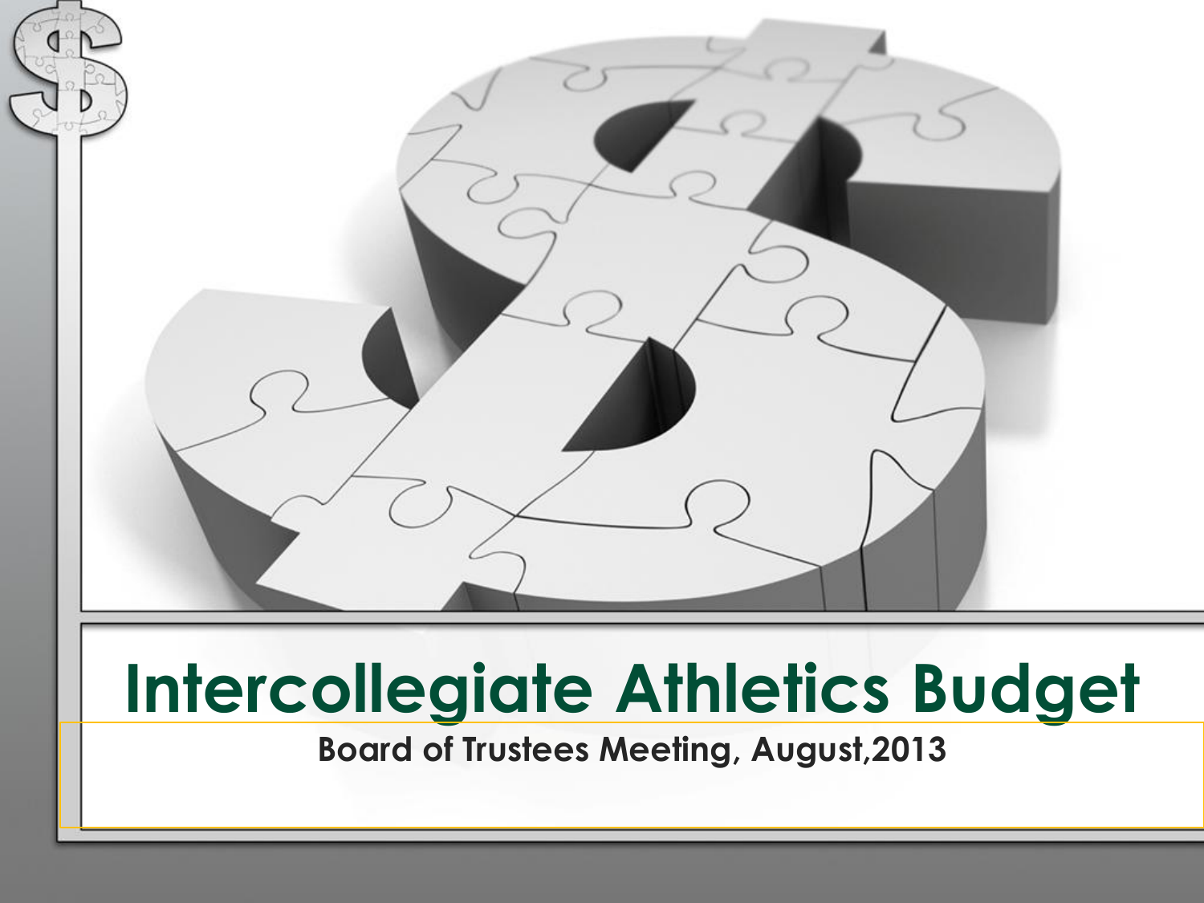# Intercollegiate Athletics Budget

**Board of Trustees Meeting, August,2013**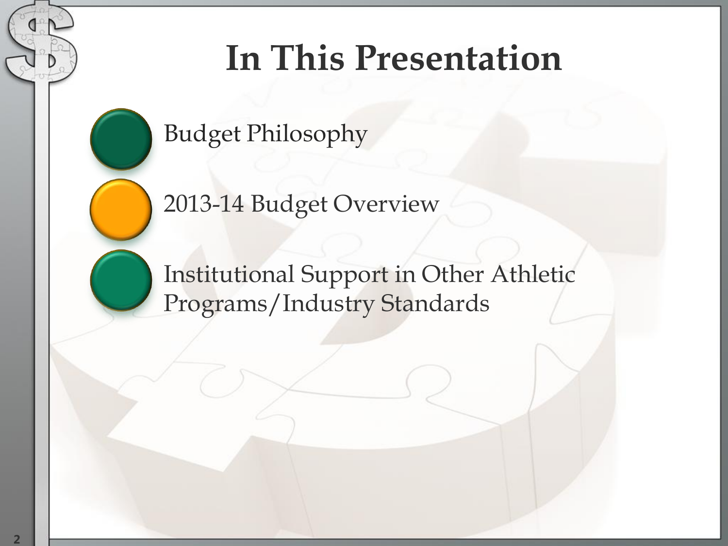# In This Presentation

- Budget Philosophy
- 2013-14 Budget Overview
- Institutional Support in Other Athletic Programs/Industry Standards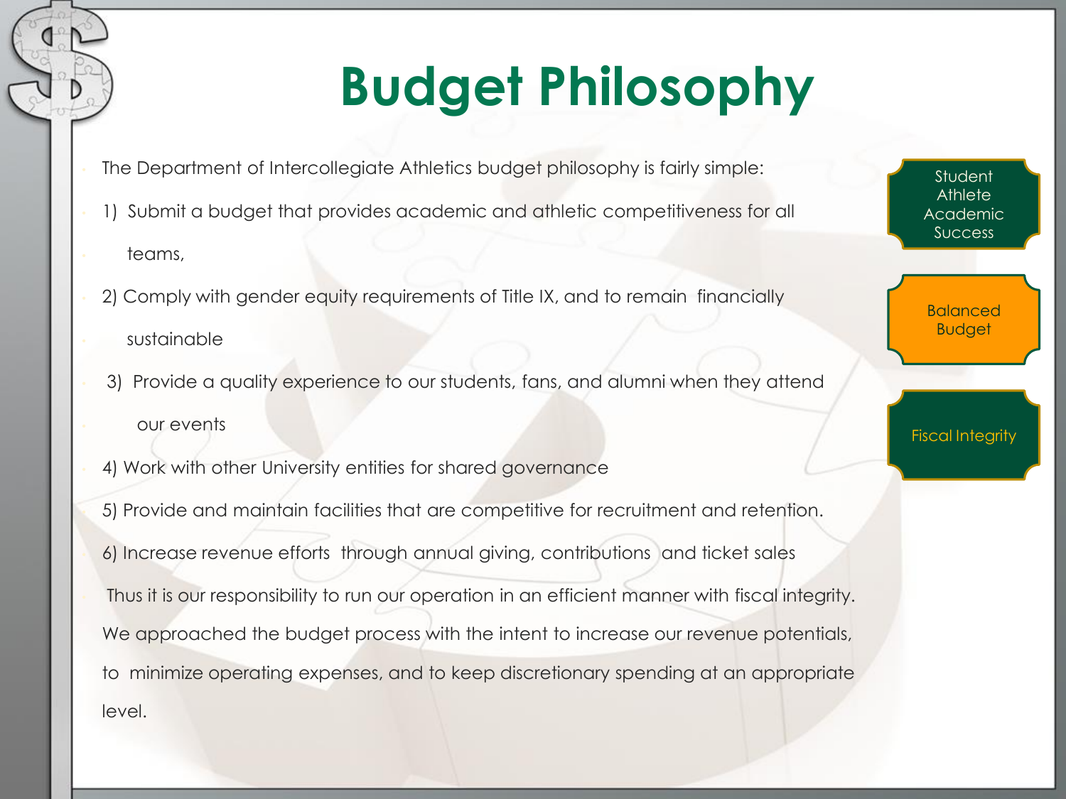# Budget Philosophy

The Department of Intercollegiate Athletics budget philosophy is fairly simple:

1) Submit a budget that provides academic and athletic competitiveness for all teams,

2) Comply with gender equity requirements of Title IX, and to remain financially sustainable

3) Provide a quality experience to our students, fans, and alumni when they attend our events

4) Work with other University entities for shared governance

5) Provide and maintain facilities that are competitive for recruitment and retention.

6) Increase revenue efforts through annual giving, contributions and ticket sales

Thus it is our responsibility to run our operation in an efficient manner with fiscal integrity. We approached the budget process with the intent to increase our revenue potentials, to minimize operating expenses, and to keep discretionary spending at an appropriate level.

Student Athlete Academic Success

Balanced Budget

Fiscal Integrity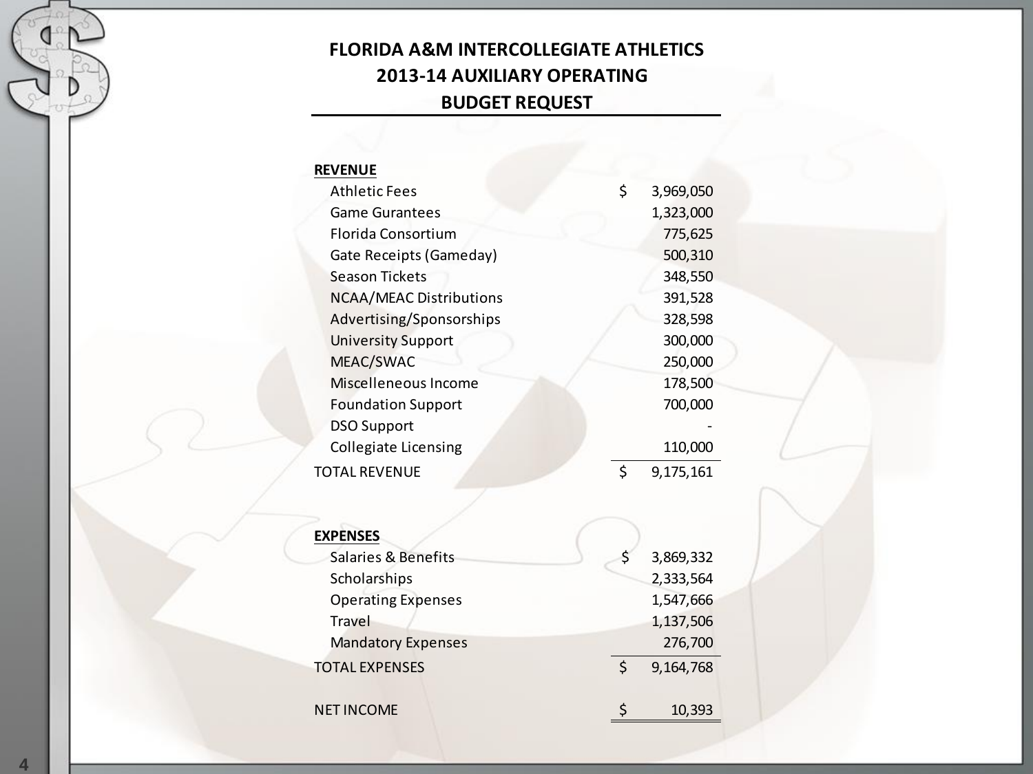# FLORIDA A&M INTERCOLLEGIATE ATHLETICS
## 2013-14 AUXILIARY OPERATING
## BUDGET REQUEST

| | |
|---|---|
| **REVENUE** | |
| Athletic Fees | $ 3,969,050 |
| Game Gurantees | 1,323,000 |
| Florida Consortium | 775,625 |
| Gate Receipts (Gameday) | 500,310 |
| Season Tickets | 348,550 |
| NCAA/MEAC Distributions | 391,528 |
| Advertising/Sponsorships | 328,598 |
| University Support | 300,000 |
| MEAC/SWAC | 250,000 |
| Miscelleneous Income | 178,500 |
| Foundation Support | 700,000 |
| DSO Support | - |
| Collegiate Licensing | 110,000 |
| TOTAL REVENUE | $ 9,175,161 |
| | |
| **EXPENSES** | |
| Salaries & Benefits | $ 3,869,332 |
| Scholarships | 2,333,564 |
| Operating Expenses | 1,547,666 |
| Travel | 1,137,506 |
| Mandatory Expenses | 276,700 |
| TOTAL EXPENSES | $ 9,164,768 |
| | |
| NET INCOME | $ 10,393 |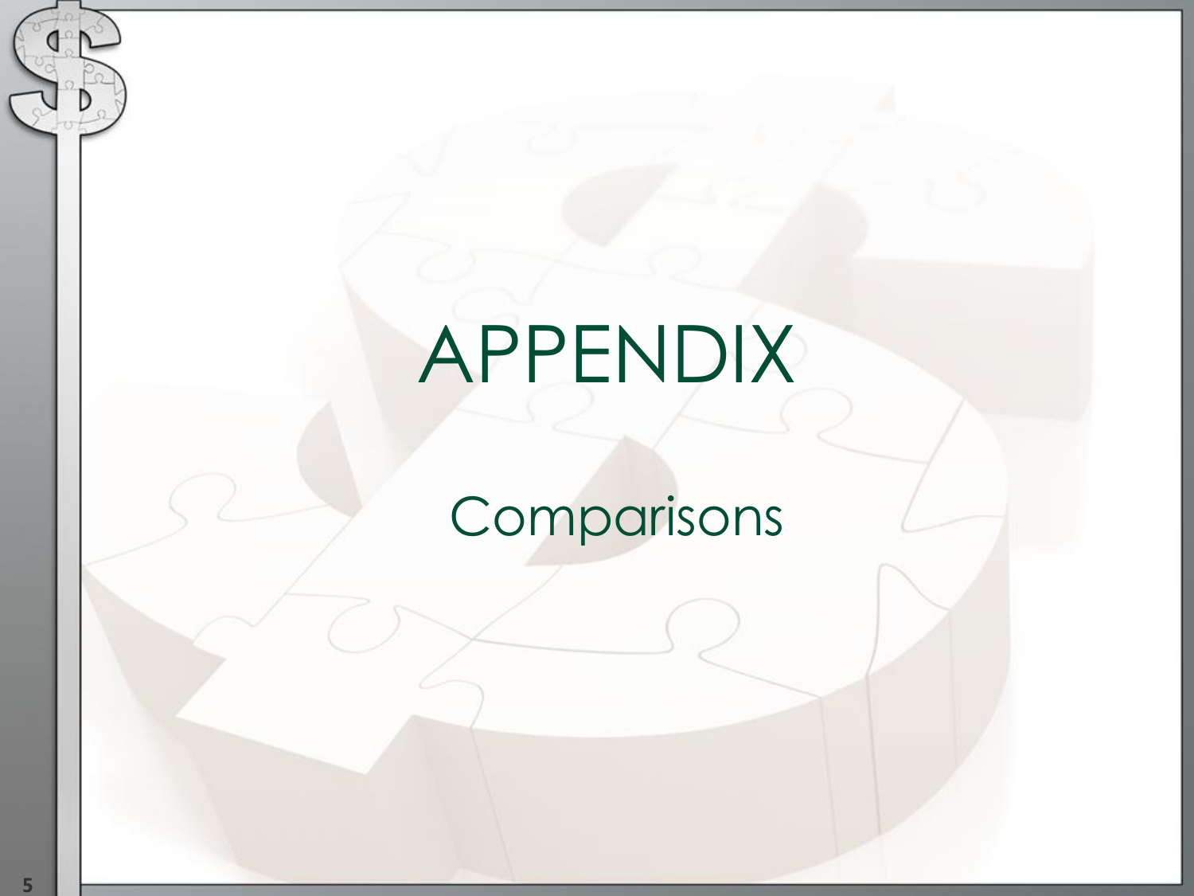# APPENDIX

## Comparisons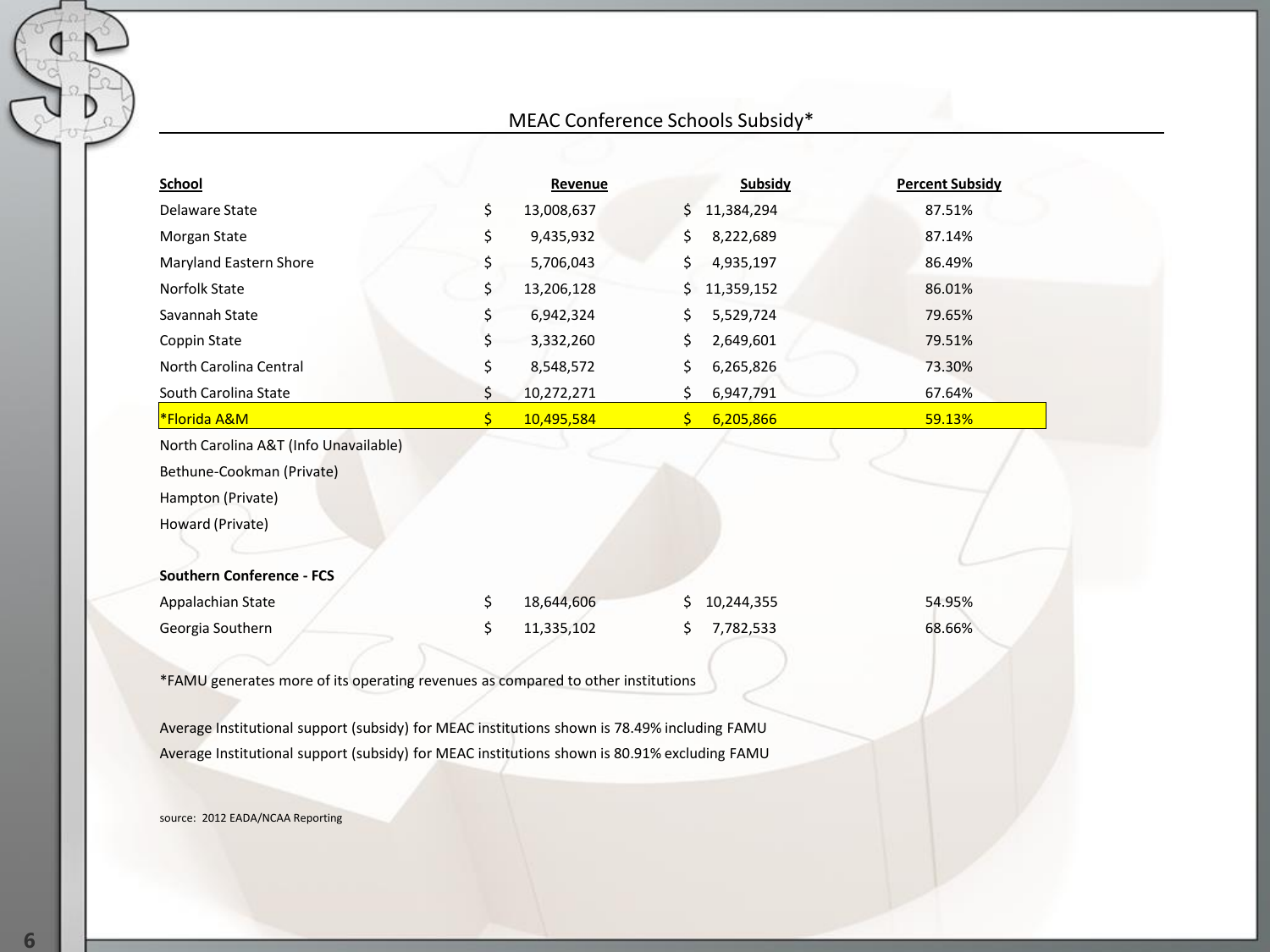## MEAC Conference Schools Subsidy*

| School | Revenue | Subsidy | Percent Subsidy |
|---|---|---|---|
| Delaware State | $ 13,008,637 | $ 11,384,294 | 87.51% |
| Morgan State | $ 9,435,932 | $ 8,222,689 | 87.14% |
| Maryland Eastern Shore | $ 5,706,043 | $ 4,935,197 | 86.49% |
| Norfolk State | $ 13,206,128 | $ 11,359,152 | 86.01% |
| Savannah State | $ 6,942,324 | $ 5,529,724 | 79.65% |
| Coppin State | $ 3,332,260 | $ 2,649,601 | 79.51% |
| North Carolina Central | $ 8,548,572 | $ 6,265,826 | 73.30% |
| South Carolina State | $ 10,272,271 | $ 6,947,791 | 67.64% |
| *Florida A&M | $ 10,495,584 | $ 6,205,866 | 59.13% |
| North Carolina A&T (Info Unavailable) | | | |
| Bethune-Cookman (Private) | | | |
| Hampton (Private) | | | |
| Howard (Private) | | | |
| | | | |
| **Southern Conference - FCS** | | | |
| Appalachian State | $ 18,644,606 | $ 10,244,355 | 54.95% |
| Georgia Southern | $ 11,335,102 | $ 7,782,533 | 68.66% |

*FAMU generates more of its operating revenues as compared to other institutions

Average Institutional support (subsidy) for MEAC institutions shown is 78.49% including FAMU
Average Institutional support (subsidy) for MEAC institutions shown is 80.91% excluding FAMU

source: 2012 EADA/NCAA Reporting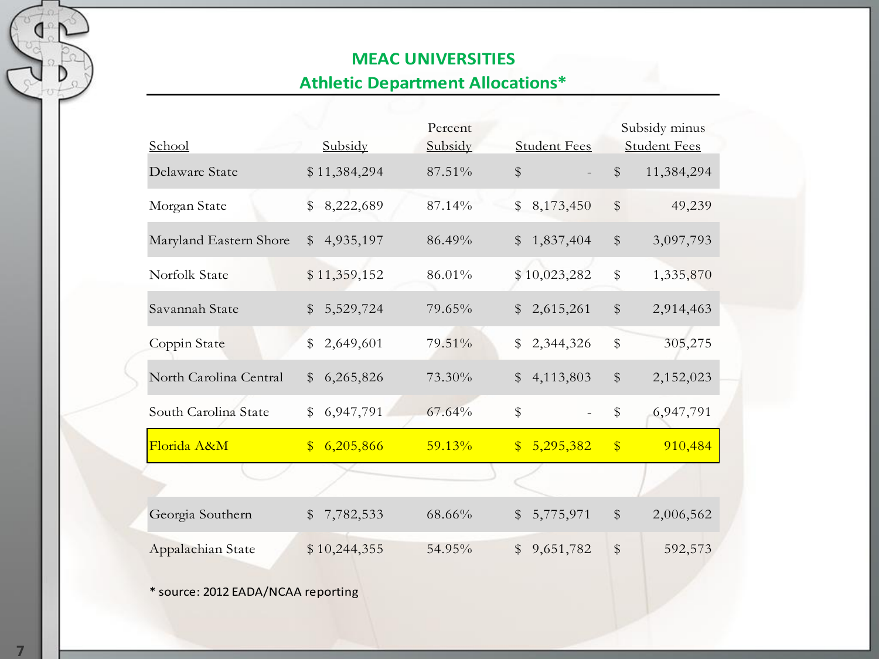## MEAC UNIVERSITIES

### Athletic Department Allocations*

| School | Subsidy | Percent Subsidy | Student Fees | Subsidy minus Student Fees |
|---|---|---|---|---|
| Delaware State | $ 11,384,294 | 87.51% | $ - | $ 11,384,294 |
| Morgan State | $ 8,222,689 | 87.14% | $ 8,173,450 | $ 49,239 |
| Maryland Eastern Shore | $ 4,935,197 | 86.49% | $ 1,837,404 | $ 3,097,793 |
| Norfolk State | $ 11,359,152 | 86.01% | $ 10,023,282 | $ 1,335,870 |
| Savannah State | $ 5,529,724 | 79.65% | $ 2,615,261 | $ 2,914,463 |
| Coppin State | $ 2,649,601 | 79.51% | $ 2,344,326 | $ 305,275 |
| North Carolina Central | $ 6,265,826 | 73.30% | $ 4,113,803 | $ 2,152,023 |
| South Carolina State | $ 6,947,791 | 67.64% | $ - | $ 6,947,791 |
| Florida A&M | $ 6,205,866 | 59.13% | $ 5,295,382 | $ 910,484 |
| | | | | |
| Georgia Southern | $ 7,782,533 | 68.66% | $ 5,775,971 | $ 2,006,562 |
| Appalachian State | $ 10,244,355 | 54.95% | $ 9,651,782 | $ 592,573 |

* source: 2012 EADA/NCAA reporting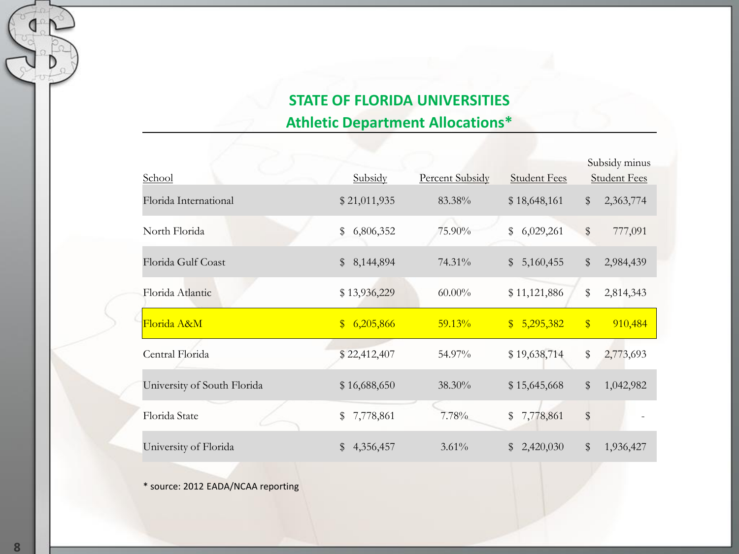## STATE OF FLORIDA UNIVERSITIES
## Athletic Department Allocations*

| School | Subsidy | Percent Subsidy | Student Fees | Subsidy minus Student Fees |
|---|---|---|---|---|
| Florida International | $ 21,011,935 | 83.38% | $ 18,648,161 | $ 2,363,774 |
| North Florida | $ 6,806,352 | 75.90% | $ 6,029,261 | $ 777,091 |
| Florida Gulf Coast | $ 8,144,894 | 74.31% | $ 5,160,455 | $ 2,984,439 |
| Florida Atlantic | $ 13,936,229 | 60.00% | $ 11,121,886 | $ 2,814,343 |
| Florida A&M | $ 6,205,866 | 59.13% | $ 5,295,382 | $ 910,484 |
| Central Florida | $ 22,412,407 | 54.97% | $ 19,638,714 | $ 2,773,693 |
| University of South Florida | $ 16,688,650 | 38.30% | $ 15,645,668 | $ 1,042,982 |
| Florida State | $ 7,778,861 | 7.78% | $ 7,778,861 | $ - |
| University of Florida | $ 4,356,457 | 3.61% | $ 2,420,030 | $ 1,936,427 |

* source: 2012 EADA/NCAA reporting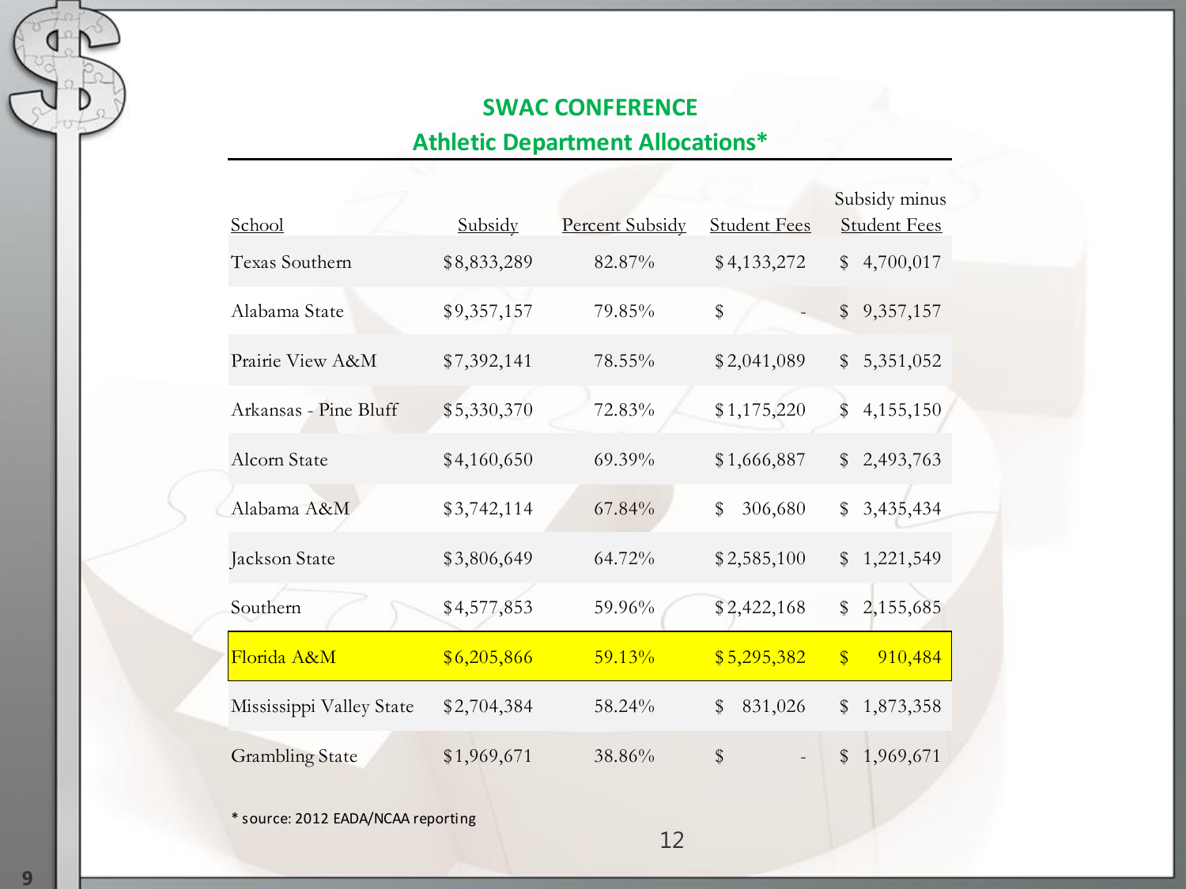## SWAC CONFERENCE
## Athletic Department Allocations*

| School | Subsidy | Percent Subsidy | Student Fees | Subsidy minus Student Fees |
|---|---|---|---|---|
| Texas Southern | $8,833,289 | 82.87% | $4,133,272 | $ 4,700,017 |
| Alabama State | $9,357,157 | 79.85% | $ - | $ 9,357,157 |
| Prairie View A&M | $7,392,141 | 78.55% | $2,041,089 | $ 5,351,052 |
| Arkansas - Pine Bluff | $5,330,370 | 72.83% | $1,175,220 | $ 4,155,150 |
| Alcorn State | $4,160,650 | 69.39% | $1,666,887 | $ 2,493,763 |
| Alabama A&M | $3,742,114 | 67.84% | $ 306,680 | $ 3,435,434 |
| Jackson State | $3,806,649 | 64.72% | $2,585,100 | $ 1,221,549 |
| Southern | $4,577,853 | 59.96% | $2,422,168 | $ 2,155,685 |
| Florida A&M | $6,205,866 | 59.13% | $5,295,382 | $ 910,484 |
| Mississippi Valley State | $2,704,384 | 58.24% | $ 831,026 | $ 1,873,358 |
| Grambling State | $1,969,671 | 38.86% | $ - | $ 1,969,671 |

* source: 2012 EADA/NCAA reporting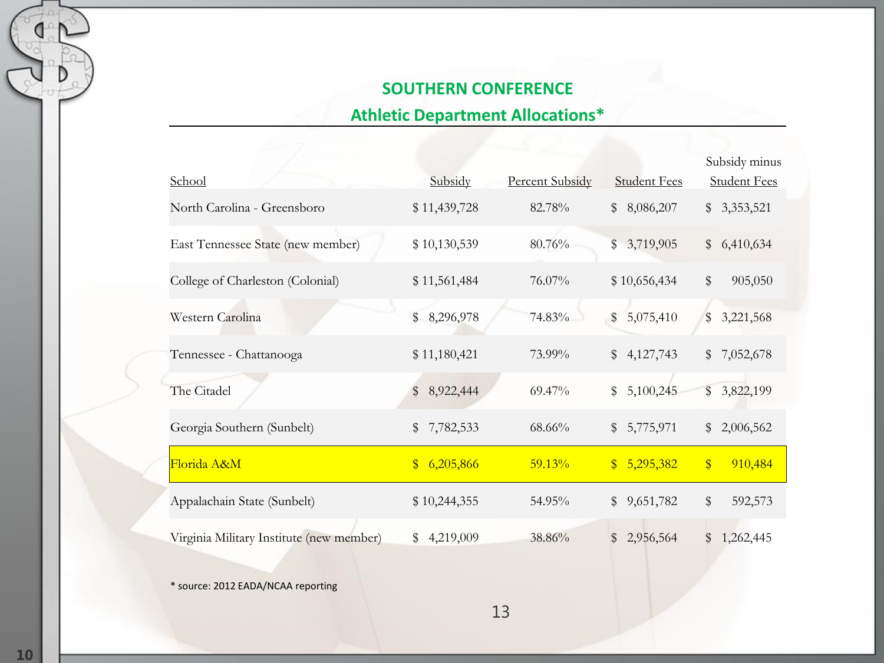## SOUTHERN CONFERENCE

### Athletic Department Allocations*

| School | Subsidy | Percent Subsidy | Student Fees | Subsidy minus Student Fees |
|---|---|---|---|---|
| North Carolina - Greensboro | $ 11,439,728 | 82.78% | $ 8,086,207 | $ 3,353,521 |
| East Tennessee State (new member) | $ 10,130,539 | 80.76% | $ 3,719,905 | $ 6,410,634 |
| College of Charleston (Colonial) | $ 11,561,484 | 76.07% | $ 10,656,434 | $ 905,050 |
| Western Carolina | $ 8,296,978 | 74.83% | $ 5,075,410 | $ 3,221,568 |
| Tennessee - Chattanooga | $ 11,180,421 | 73.99% | $ 4,127,743 | $ 7,052,678 |
| The Citadel | $ 8,922,444 | 69.47% | $ 5,100,245 | $ 3,822,199 |
| Georgia Southern (Sunbelt) | $ 7,782,533 | 68.66% | $ 5,775,971 | $ 2,006,562 |
| Florida A&M | $ 6,205,866 | 59.13% | $ 5,295,382 | $ 910,484 |
| Appalachain State (Sunbelt) | $ 10,244,355 | 54.95% | $ 9,651,782 | $ 592,573 |
| Virginia Military Institute (new member) | $ 4,219,009 | 38.86% | $ 2,956,564 | $ 1,262,445 |

* source: 2012 EADA/NCAA reporting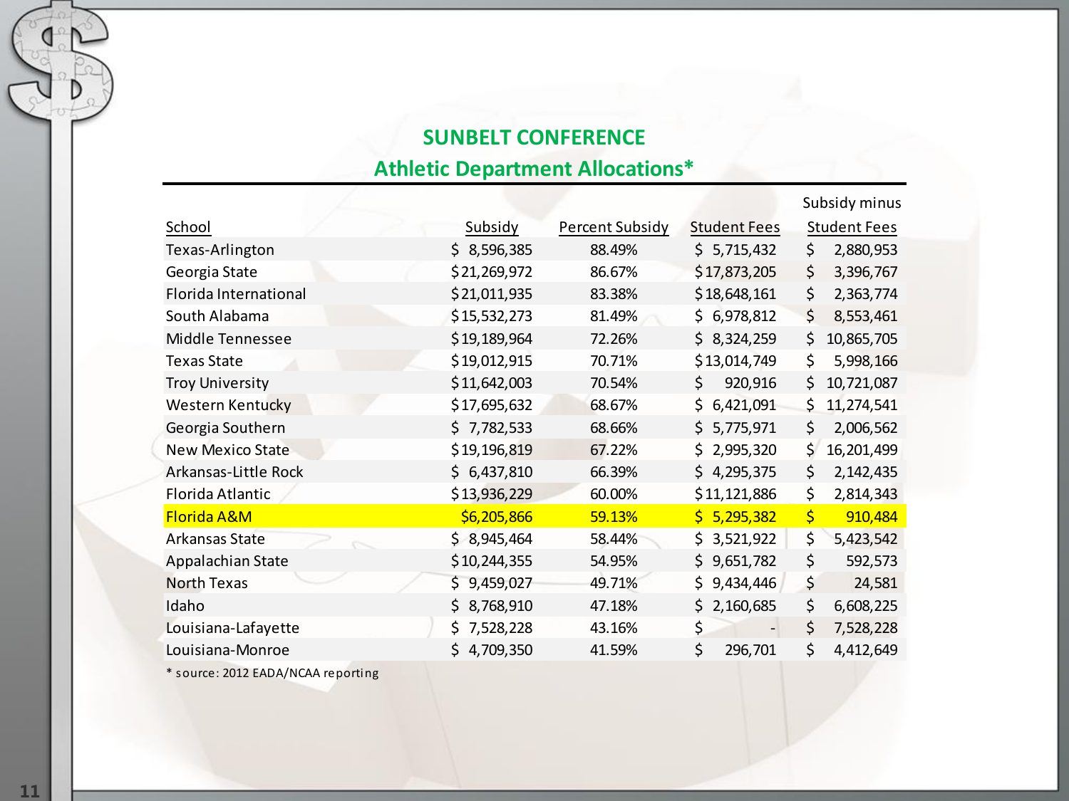## SUNBELT CONFERENCE

### Athletic Department Allocations*

| School | Subsidy | Percent Subsidy | Student Fees | Subsidy minus Student Fees |
|---|---|---|---|---|
| Texas-Arlington | $ 8,596,385 | 88.49% | $ 5,715,432 | $ 2,880,953 |
| Georgia State | $21,269,972 | 86.67% | $17,873,205 | $ 3,396,767 |
| Florida International | $21,011,935 | 83.38% | $18,648,161 | $ 2,363,774 |
| South Alabama | $15,532,273 | 81.49% | $ 6,978,812 | $ 8,553,461 |
| Middle Tennessee | $19,189,964 | 72.26% | $ 8,324,259 | $ 10,865,705 |
| Texas State | $19,012,915 | 70.71% | $13,014,749 | $ 5,998,166 |
| Troy University | $11,642,003 | 70.54% | $ 920,916 | $ 10,721,087 |
| Western Kentucky | $17,695,632 | 68.67% | $ 6,421,091 | $ 11,274,541 |
| Georgia Southern | $ 7,782,533 | 68.66% | $ 5,775,971 | $ 2,006,562 |
| New Mexico State | $19,196,819 | 67.22% | $ 2,995,320 | $ 16,201,499 |
| Arkansas-Little Rock | $ 6,437,810 | 66.39% | $ 4,295,375 | $ 2,142,435 |
| Florida Atlantic | $13,936,229 | 60.00% | $11,121,886 | $ 2,814,343 |
| Florida A&M | $6,205,866 | 59.13% | $ 5,295,382 | $ 910,484 |
| Arkansas State | $ 8,945,464 | 58.44% | $ 3,521,922 | $ 5,423,542 |
| Appalachian State | $10,244,355 | 54.95% | $ 9,651,782 | $ 592,573 |
| North Texas | $ 9,459,027 | 49.71% | $ 9,434,446 | $ 24,581 |
| Idaho | $ 8,768,910 | 47.18% | $ 2,160,685 | $ 6,608,225 |
| Louisiana-Lafayette | $ 7,528,228 | 43.16% | $ - | $ 7,528,228 |
| Louisiana-Monroe | $ 4,709,350 | 41.59% | $ 296,701 | $ 4,412,649 |

* source: 2012 EADA/NCAA reporting